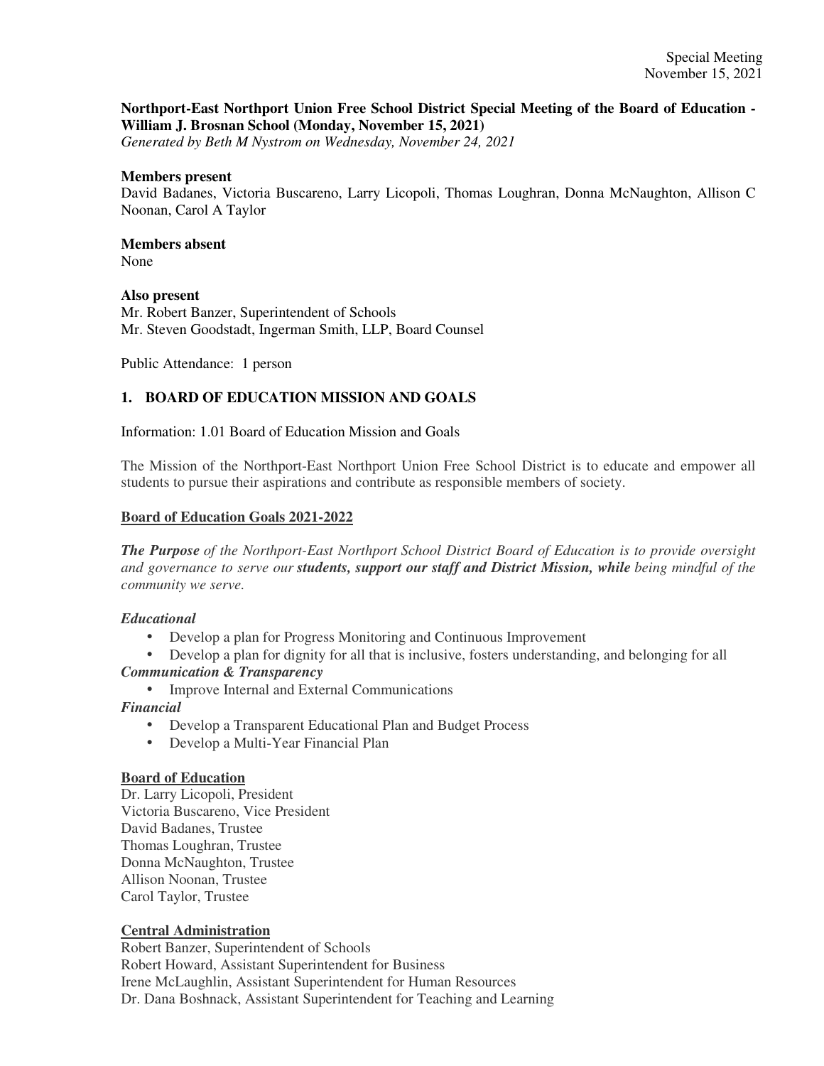Special Meeting
November 15, 2021

**Northport-East Northport Union Free School District Special Meeting of the Board of Education - William J. Brosnan School (Monday, November 15, 2021)**
*Generated by Beth M Nystrom on Wednesday, November 24, 2021*

**Members present**
David Badanes, Victoria Buscareno, Larry Licopoli, Thomas Loughran, Donna McNaughton, Allison C Noonan, Carol A Taylor

**Members absent**
None

**Also present**
Mr. Robert Banzer, Superintendent of Schools
Mr. Steven Goodstadt, Ingerman Smith, LLP, Board Counsel

Public Attendance: 1 person

## 1. BOARD OF EDUCATION MISSION AND GOALS

Information: 1.01 Board of Education Mission and Goals

The Mission of the Northport-East Northport Union Free School District is to educate and empower all students to pursue their aspirations and contribute as responsible members of society.

**Board of Education Goals 2021-2022**

***The Purpose*** *of the Northport-East Northport School District Board of Education is to provide oversight and governance to serve our* ***students, support our staff and District Mission, while*** *being mindful of the community we serve.*

***Educational***

- Develop a plan for Progress Monitoring and Continuous Improvement
- Develop a plan for dignity for all that is inclusive, fosters understanding, and belonging for all

***Communication & Transparency***

- Improve Internal and External Communications

***Financial***

- Develop a Transparent Educational Plan and Budget Process
- Develop a Multi-Year Financial Plan

**Board of Education**
Dr. Larry Licopoli, President
Victoria Buscareno, Vice President
David Badanes, Trustee
Thomas Loughran, Trustee
Donna McNaughton, Trustee
Allison Noonan, Trustee
Carol Taylor, Trustee

**Central Administration**
Robert Banzer, Superintendent of Schools
Robert Howard, Assistant Superintendent for Business
Irene McLaughlin, Assistant Superintendent for Human Resources
Dr. Dana Boshnack, Assistant Superintendent for Teaching and Learning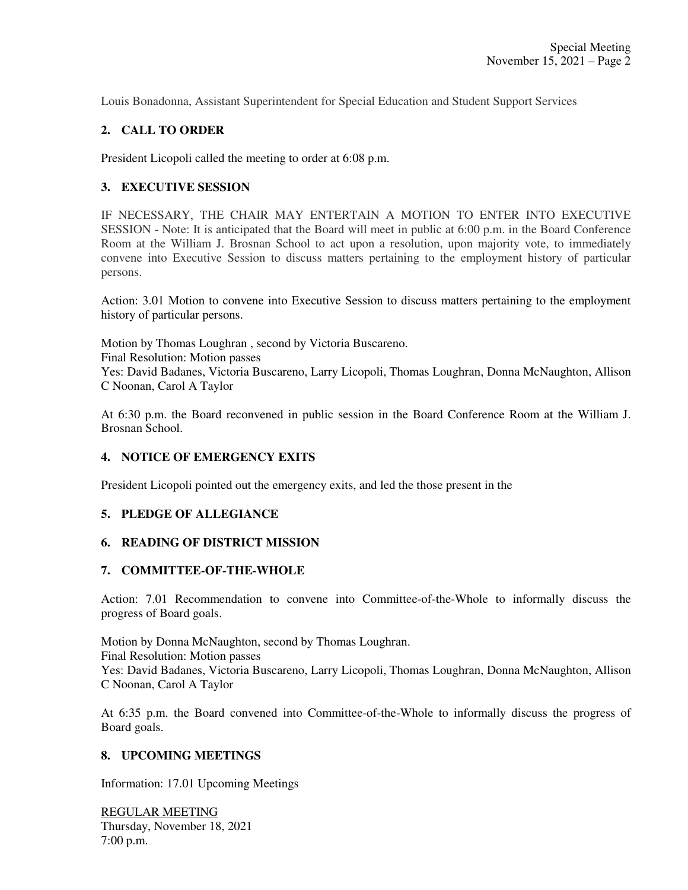Louis Bonadonna, Assistant Superintendent for Special Education and Student Support Services

## 2. CALL TO ORDER

President Licopoli called the meeting to order at 6:08 p.m.

## 3. EXECUTIVE SESSION

IF NECESSARY, THE CHAIR MAY ENTERTAIN A MOTION TO ENTER INTO EXECUTIVE SESSION - Note: It is anticipated that the Board will meet in public at 6:00 p.m. in the Board Conference Room at the William J. Brosnan School to act upon a resolution, upon majority vote, to immediately convene into Executive Session to discuss matters pertaining to the employment history of particular persons.

Action: 3.01 Motion to convene into Executive Session to discuss matters pertaining to the employment history of particular persons.

Motion by Thomas Loughran , second by Victoria Buscareno.
Final Resolution: Motion passes
Yes: David Badanes, Victoria Buscareno, Larry Licopoli, Thomas Loughran, Donna McNaughton, Allison C Noonan, Carol A Taylor

At 6:30 p.m. the Board reconvened in public session in the Board Conference Room at the William J. Brosnan School.

## 4. NOTICE OF EMERGENCY EXITS

President Licopoli pointed out the emergency exits, and led the those present in the

## 5. PLEDGE OF ALLEGIANCE

## 6. READING OF DISTRICT MISSION

## 7. COMMITTEE-OF-THE-WHOLE

Action: 7.01 Recommendation to convene into Committee-of-the-Whole to informally discuss the progress of Board goals.

Motion by Donna McNaughton, second by Thomas Loughran.
Final Resolution: Motion passes
Yes: David Badanes, Victoria Buscareno, Larry Licopoli, Thomas Loughran, Donna McNaughton, Allison C Noonan, Carol A Taylor

At 6:35 p.m. the Board convened into Committee-of-the-Whole to informally discuss the progress of Board goals.

## 8. UPCOMING MEETINGS

Information: 17.01 Upcoming Meetings

REGULAR MEETING
Thursday, November 18, 2021
7:00 p.m.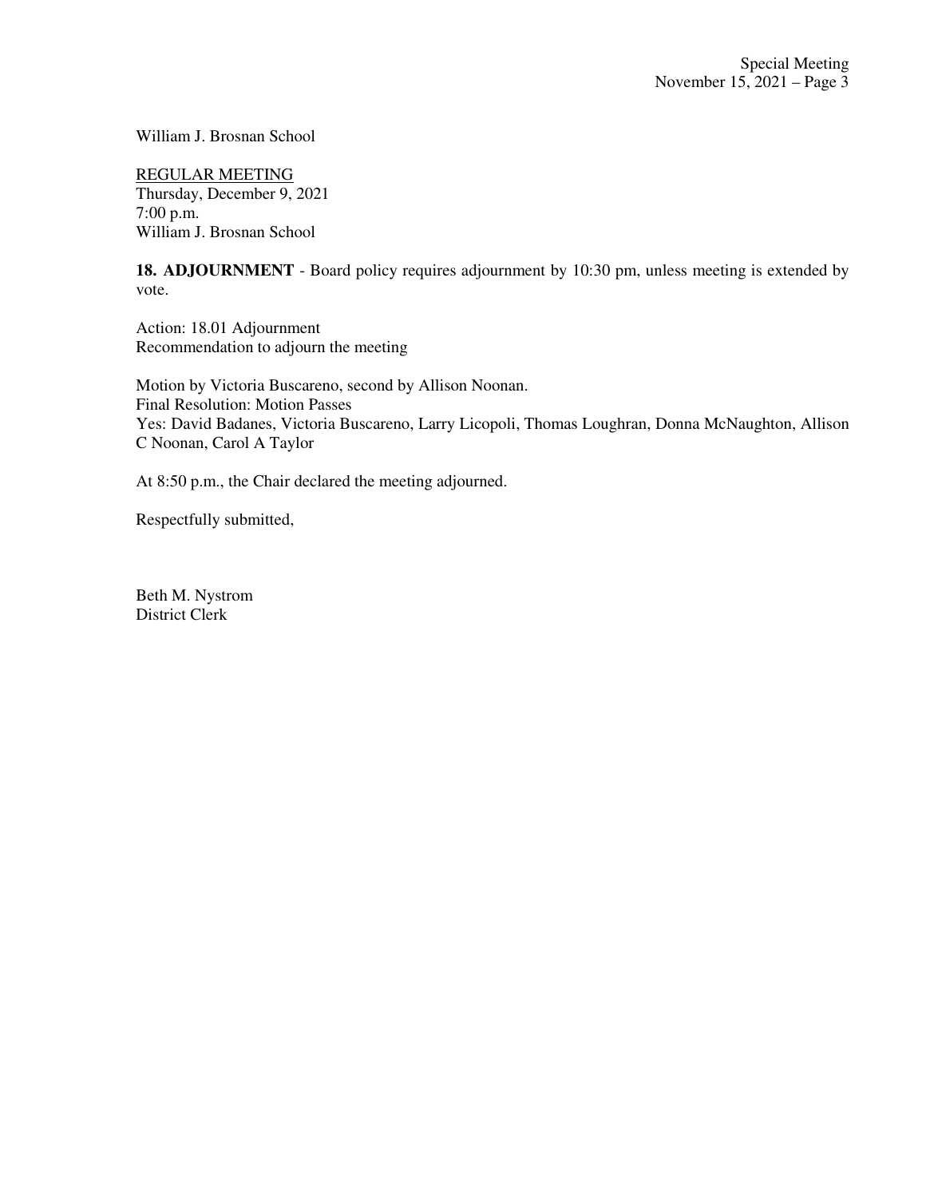William J. Brosnan School

REGULAR MEETING
Thursday, December 9, 2021
7:00 p.m.
William J. Brosnan School

**18. ADJOURNMENT** - Board policy requires adjournment by 10:30 pm, unless meeting is extended by vote.

Action: 18.01 Adjournment
Recommendation to adjourn the meeting

Motion by Victoria Buscareno, second by Allison Noonan.
Final Resolution: Motion Passes
Yes: David Badanes, Victoria Buscareno, Larry Licopoli, Thomas Loughran, Donna McNaughton, Allison C Noonan, Carol A Taylor

At 8:50 p.m., the Chair declared the meeting adjourned.

Respectfully submitted,

Beth M. Nystrom
District Clerk